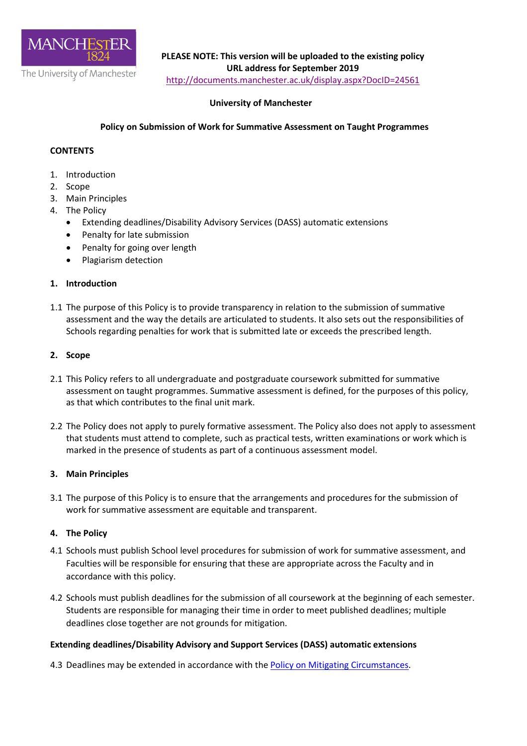**PLEASE NOTE: This version will be uploaded to the existing policy URL address for September 2019**
http://documents.manchester.ac.uk/display.aspx?DocID=24561

**University of Manchester**

**Policy on Submission of Work for Summative Assessment on Taught Programmes**

**CONTENTS**

1. Introduction
2. Scope
3. Main Principles
4. The Policy
   - Extending deadlines/Disability Advisory Services (DASS) automatic extensions
   - Penalty for late submission
   - Penalty for going over length
   - Plagiarism detection

## 1. Introduction

1.1 The purpose of this Policy is to provide transparency in relation to the submission of summative assessment and the way the details are articulated to students. It also sets out the responsibilities of Schools regarding penalties for work that is submitted late or exceeds the prescribed length.

## 2. Scope

2.1 This Policy refers to all undergraduate and postgraduate coursework submitted for summative assessment on taught programmes. Summative assessment is defined, for the purposes of this policy, as that which contributes to the final unit mark.

2.2 The Policy does not apply to purely formative assessment. The Policy also does not apply to assessment that students must attend to complete, such as practical tests, written examinations or work which is marked in the presence of students as part of a continuous assessment model.

## 3. Main Principles

3.1 The purpose of this Policy is to ensure that the arrangements and procedures for the submission of work for summative assessment are equitable and transparent.

## 4. The Policy

4.1 Schools must publish School level procedures for submission of work for summative assessment, and Faculties will be responsible for ensuring that these are appropriate across the Faculty and in accordance with this policy.

4.2 Schools must publish deadlines for the submission of all coursework at the beginning of each semester. Students are responsible for managing their time in order to meet published deadlines; multiple deadlines close together are not grounds for mitigation.

### Extending deadlines/Disability Advisory and Support Services (DASS) automatic extensions

4.3 Deadlines may be extended in accordance with the Policy on Mitigating Circumstances.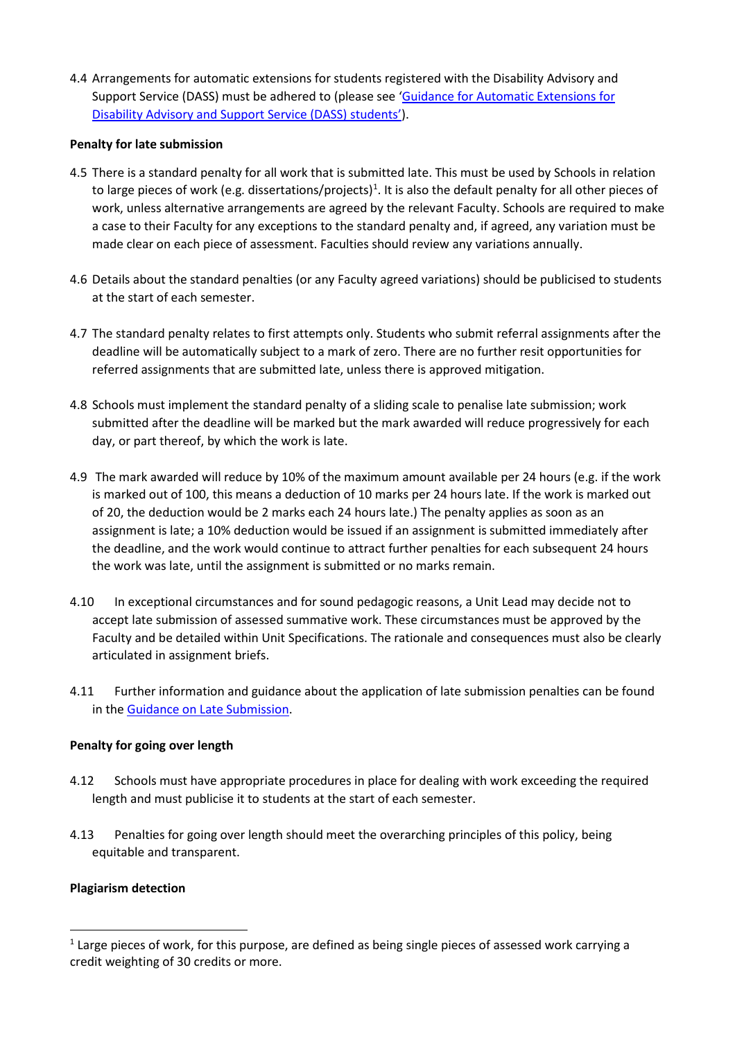4.4 Arrangements for automatic extensions for students registered with the Disability Advisory and Support Service (DASS) must be adhered to (please see '[Guidance for Automatic Extensions for Disability Advisory and Support Service (DASS) students](#)').

**Penalty for late submission**

4.5 There is a standard penalty for all work that is submitted late. This must be used by Schools in relation to large pieces of work (e.g. dissertations/projects)[1]. It is also the default penalty for all other pieces of work, unless alternative arrangements are agreed by the relevant Faculty. Schools are required to make a case to their Faculty for any exceptions to the standard penalty and, if agreed, any variation must be made clear on each piece of assessment. Faculties should review any variations annually.

4.6 Details about the standard penalties (or any Faculty agreed variations) should be publicised to students at the start of each semester.

4.7 The standard penalty relates to first attempts only. Students who submit referral assignments after the deadline will be automatically subject to a mark of zero. There are no further resit opportunities for referred assignments that are submitted late, unless there is approved mitigation.

4.8 Schools must implement the standard penalty of a sliding scale to penalise late submission; work submitted after the deadline will be marked but the mark awarded will reduce progressively for each day, or part thereof, by which the work is late.

4.9 The mark awarded will reduce by 10% of the maximum amount available per 24 hours (e.g. if the work is marked out of 100, this means a deduction of 10 marks per 24 hours late. If the work is marked out of 20, the deduction would be 2 marks each 24 hours late.) The penalty applies as soon as an assignment is late; a 10% deduction would be issued if an assignment is submitted immediately after the deadline, and the work would continue to attract further penalties for each subsequent 24 hours the work was late, until the assignment is submitted or no marks remain.

4.10 In exceptional circumstances and for sound pedagogic reasons, a Unit Lead may decide not to accept late submission of assessed summative work. These circumstances must be approved by the Faculty and be detailed within Unit Specifications. The rationale and consequences must also be clearly articulated in assignment briefs.

4.11 Further information and guidance about the application of late submission penalties can be found in the [Guidance on Late Submission](#).

**Penalty for going over length**

4.12 Schools must have appropriate procedures in place for dealing with work exceeding the required length and must publicise it to students at the start of each semester.

4.13 Penalties for going over length should meet the overarching principles of this policy, being equitable and transparent.

**Plagiarism detection**

[1] Large pieces of work, for this purpose, are defined as being single pieces of assessed work carrying a credit weighting of 30 credits or more.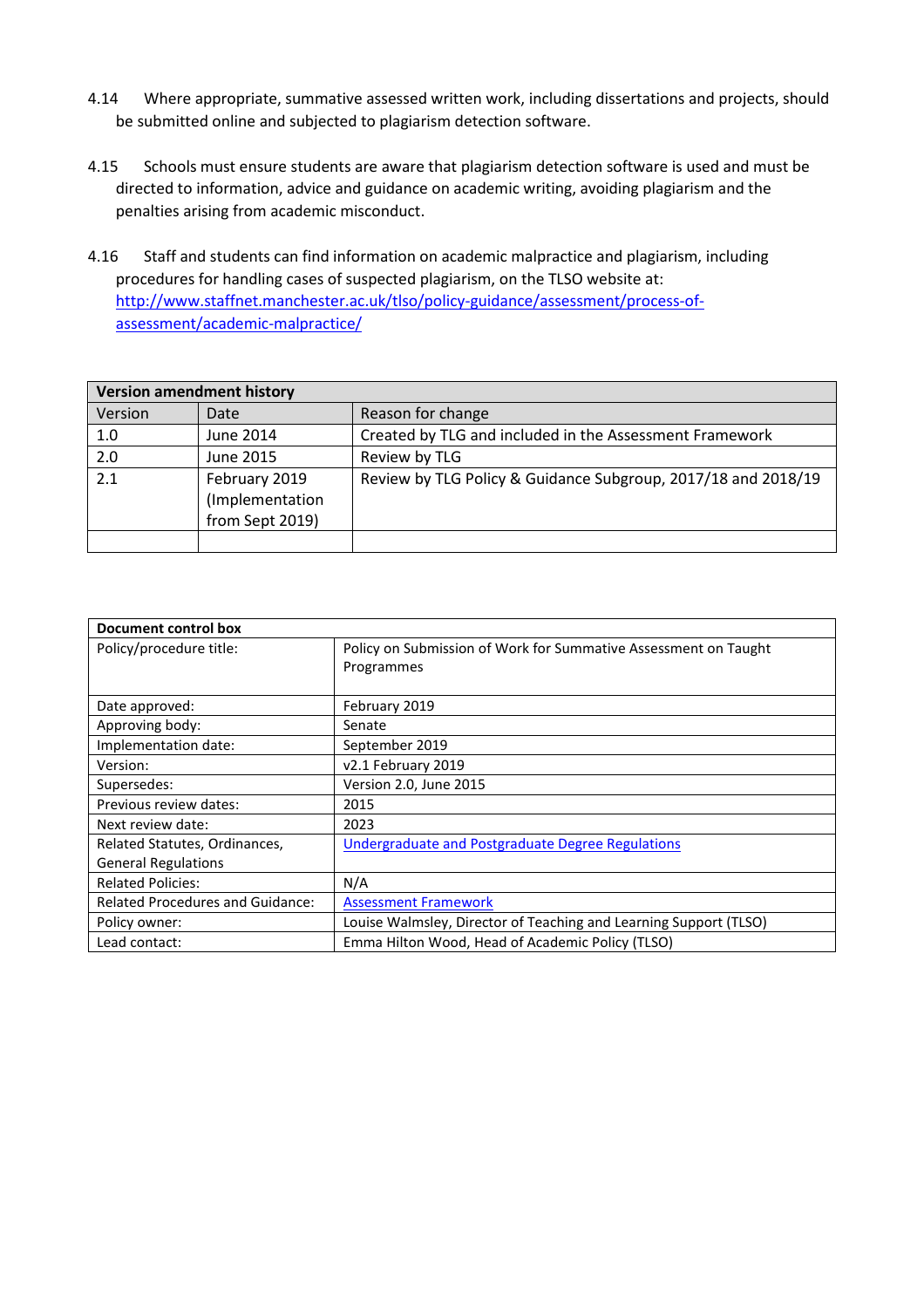4.14 Where appropriate, summative assessed written work, including dissertations and projects, should be submitted online and subjected to plagiarism detection software.

4.15 Schools must ensure students are aware that plagiarism detection software is used and must be directed to information, advice and guidance on academic writing, avoiding plagiarism and the penalties arising from academic misconduct.

4.16 Staff and students can find information on academic malpractice and plagiarism, including procedures for handling cases of suspected plagiarism, on the TLSO website at: [http://www.staffnet.manchester.ac.uk/tlso/policy-guidance/assessment/process-of-assessment/academic-malpractice/](http://www.staffnet.manchester.ac.uk/tlso/policy-guidance/assessment/process-of-assessment/academic-malpractice/)

| **Version amendment history** | | |
|---|---|---|
| Version | Date | Reason for change |
| 1.0 | June 2014 | Created by TLG and included in the Assessment Framework |
| 2.0 | June 2015 | Review by TLG |
| 2.1 | February 2019 (Implementation from Sept 2019) | Review by TLG Policy & Guidance Subgroup, 2017/18 and 2018/19 |
| | | |

| **Document control box** | |
|---|---|
| Policy/procedure title: | Policy on Submission of Work for Summative Assessment on Taught Programmes |
| Date approved: | February 2019 |
| Approving body: | Senate |
| Implementation date: | September 2019 |
| Version: | v2.1 February 2019 |
| Supersedes: | Version 2.0, June 2015 |
| Previous review dates: | 2015 |
| Next review date: | 2023 |
| Related Statutes, Ordinances, General Regulations | Undergraduate and Postgraduate Degree Regulations |
| Related Policies: | N/A |
| Related Procedures and Guidance: | Assessment Framework |
| Policy owner: | Louise Walmsley, Director of Teaching and Learning Support (TLSO) |
| Lead contact: | Emma Hilton Wood, Head of Academic Policy (TLSO) |